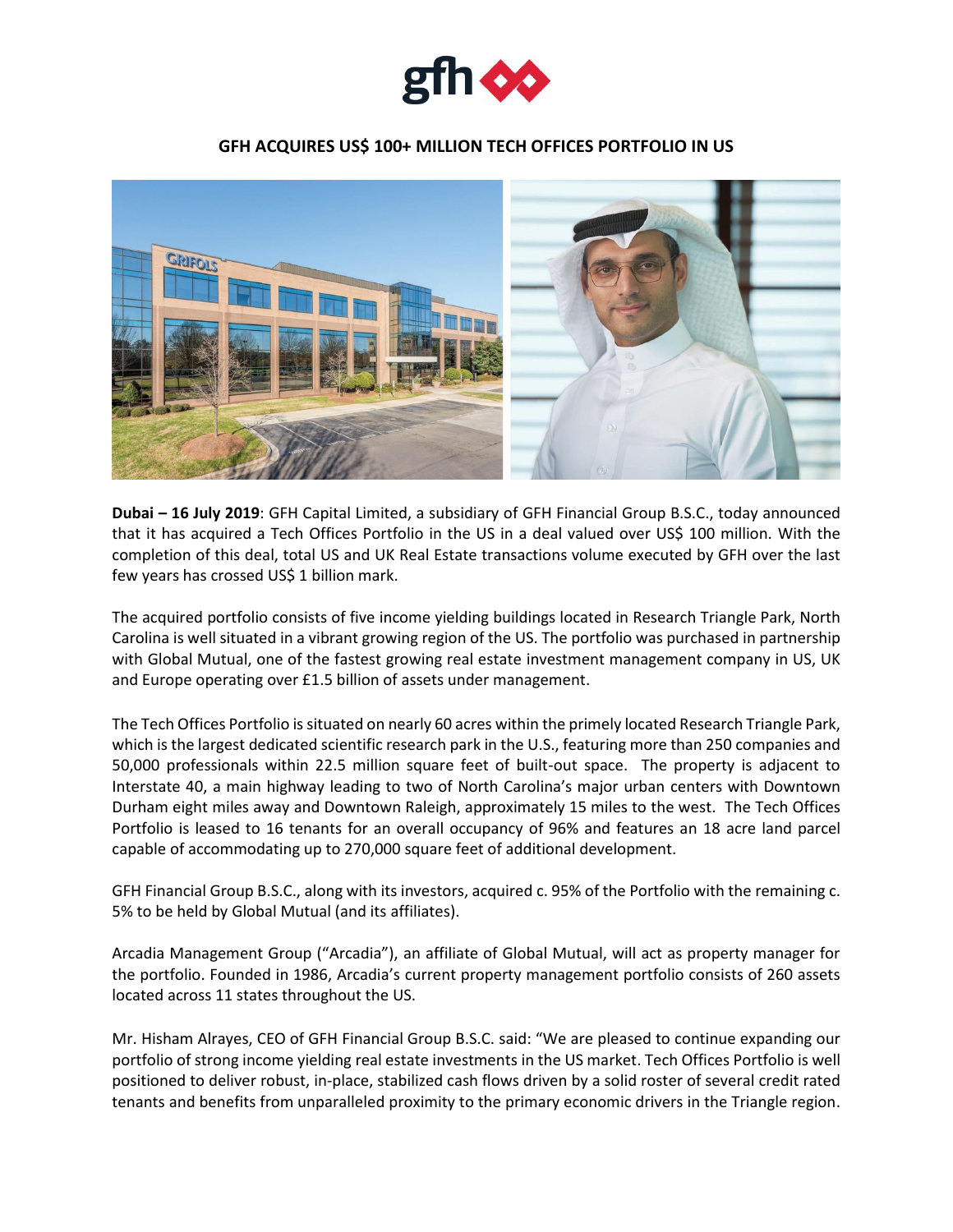# GFH ACQUIRES US$ 100+ MILLION TECH OFFICES PORTFOLIO IN US

**Dubai – 16 July 2019**: GFH Capital Limited, a subsidiary of GFH Financial Group B.S.C., today announced that it has acquired a Tech Offices Portfolio in the US in a deal valued over US$ 100 million. With the completion of this deal, total US and UK Real Estate transactions volume executed by GFH over the last few years has crossed US$ 1 billion mark.

The acquired portfolio consists of five income yielding buildings located in Research Triangle Park, North Carolina is well situated in a vibrant growing region of the US. The portfolio was purchased in partnership with Global Mutual, one of the fastest growing real estate investment management company in US, UK and Europe operating over £1.5 billion of assets under management.

The Tech Offices Portfolio is situated on nearly 60 acres within the primely located Research Triangle Park, which is the largest dedicated scientific research park in the U.S., featuring more than 250 companies and 50,000 professionals within 22.5 million square feet of built-out space. The property is adjacent to Interstate 40, a main highway leading to two of North Carolina's major urban centers with Downtown Durham eight miles away and Downtown Raleigh, approximately 15 miles to the west. The Tech Offices Portfolio is leased to 16 tenants for an overall occupancy of 96% and features an 18 acre land parcel capable of accommodating up to 270,000 square feet of additional development.

GFH Financial Group B.S.C., along with its investors, acquired c. 95% of the Portfolio with the remaining c. 5% to be held by Global Mutual (and its affiliates).

Arcadia Management Group ("Arcadia"), an affiliate of Global Mutual, will act as property manager for the portfolio. Founded in 1986, Arcadia's current property management portfolio consists of 260 assets located across 11 states throughout the US.

Mr. Hisham Alrayes, CEO of GFH Financial Group B.S.C. said: "We are pleased to continue expanding our portfolio of strong income yielding real estate investments in the US market. Tech Offices Portfolio is well positioned to deliver robust, in-place, stabilized cash flows driven by a solid roster of several credit rated tenants and benefits from unparalleled proximity to the primary economic drivers in the Triangle region.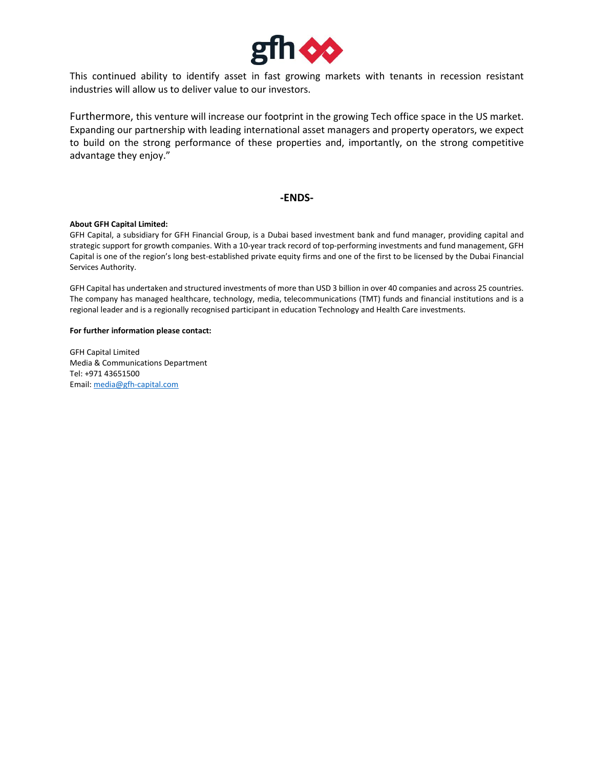This continued ability to identify asset in fast growing markets with tenants in recession resistant industries will allow us to deliver value to our investors.

Furthermore, this venture will increase our footprint in the growing Tech office space in the US market. Expanding our partnership with leading international asset managers and property operators, we expect to build on the strong performance of these properties and, importantly, on the strong competitive advantage they enjoy."

**-ENDS-**

**About GFH Capital Limited:**

GFH Capital, a subsidiary for GFH Financial Group, is a Dubai based investment bank and fund manager, providing capital and strategic support for growth companies. With a 10-year track record of top-performing investments and fund management, GFH Capital is one of the region's long best-established private equity firms and one of the first to be licensed by the Dubai Financial Services Authority.

GFH Capital has undertaken and structured investments of more than USD 3 billion in over 40 companies and across 25 countries. The company has managed healthcare, technology, media, telecommunications (TMT) funds and financial institutions and is a regional leader and is a regionally recognised participant in education Technology and Health Care investments.

**For further information please contact:**

GFH Capital Limited
Media & Communications Department
Tel: +971 43651500
Email: media@gfh-capital.com